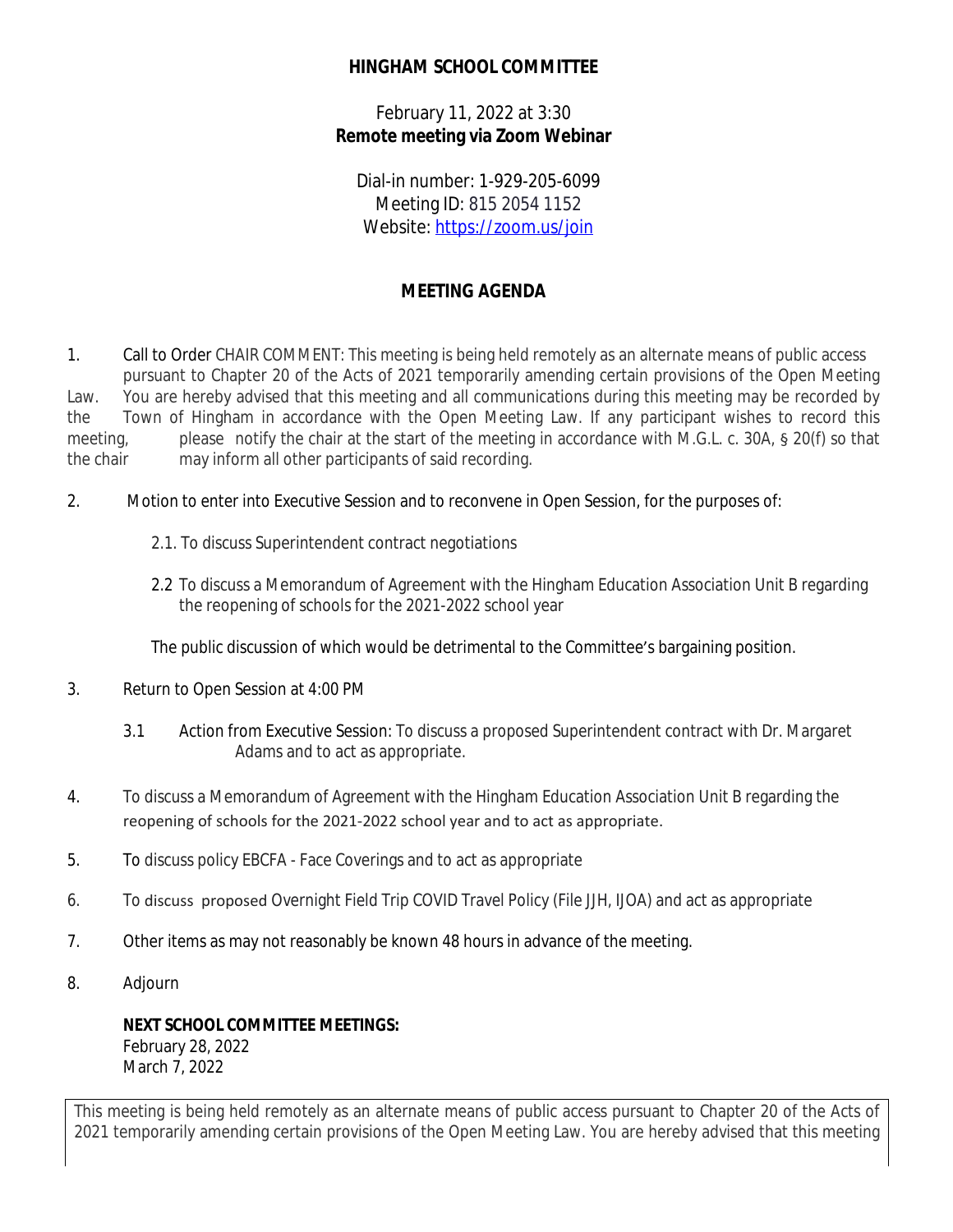# HINGHAM SCHOOL COMMITTEE

February 11, 2022 at 3:30
**Remote meeting via Zoom Webinar**

Dial-in number: 1-929-205-6099
Meeting ID: 815 2054 1152
Website: https://zoom.us/join

## MEETING AGENDA

1. Call to Order CHAIR COMMENT: This meeting is being held remotely as an alternate means of public access pursuant to Chapter 20 of the Acts of 2021 temporarily amending certain provisions of the Open Meeting Law. You are hereby advised that this meeting and all communications during this meeting may be recorded by the Town of Hingham in accordance with the Open Meeting Law. If any participant wishes to record this meeting, please notify the chair at the start of the meeting in accordance with M.G.L. c. 30A, § 20(f) so that the chair may inform all other participants of said recording.

2. Motion to enter into Executive Session and to reconvene in Open Session, for the purposes of:

   2.1. To discuss Superintendent contract negotiations

   2.2 To discuss a Memorandum of Agreement with the Hingham Education Association Unit B regarding the reopening of schools for the 2021-2022 school year

   The public discussion of which would be detrimental to the Committee's bargaining position.

3. Return to Open Session at 4:00 PM

   3.1 Action from Executive Session: To discuss a proposed Superintendent contract with Dr. Margaret Adams and to act as appropriate.

4. To discuss a Memorandum of Agreement with the Hingham Education Association Unit B regarding the reopening of schools for the 2021-2022 school year and to act as appropriate.

5. To discuss policy EBCFA - Face Coverings and to act as appropriate

6. To discuss proposed Overnight Field Trip COVID Travel Policy (File JJH, IJOA) and act as appropriate

7. Other items as may not reasonably be known 48 hours in advance of the meeting.

8. Adjourn

**NEXT SCHOOL COMMITTEE MEETINGS:**
February 28, 2022
March 7, 2022

This meeting is being held remotely as an alternate means of public access pursuant to Chapter 20 of the Acts of 2021 temporarily amending certain provisions of the Open Meeting Law. You are hereby advised that this meeting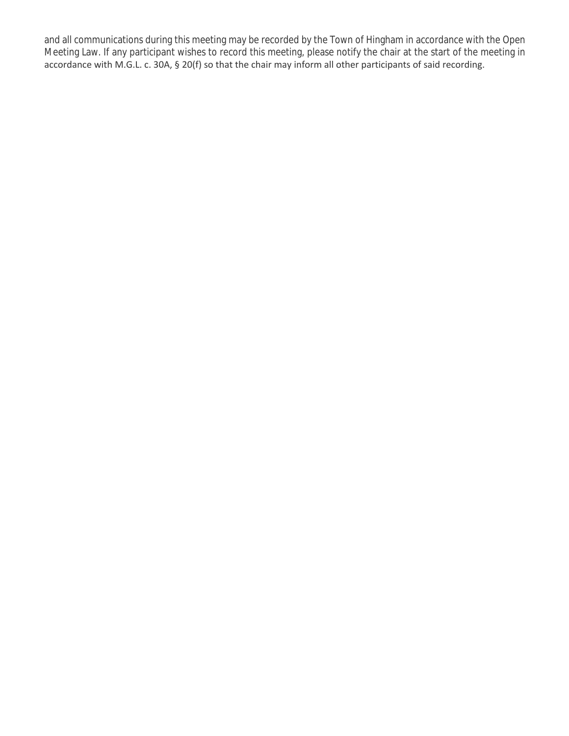and all communications during this meeting may be recorded by the Town of Hingham in accordance with the Open Meeting Law. If any participant wishes to record this meeting, please notify the chair at the start of the meeting in accordance with M.G.L. c. 30A, § 20(f) so that the chair may inform all other participants of said recording.